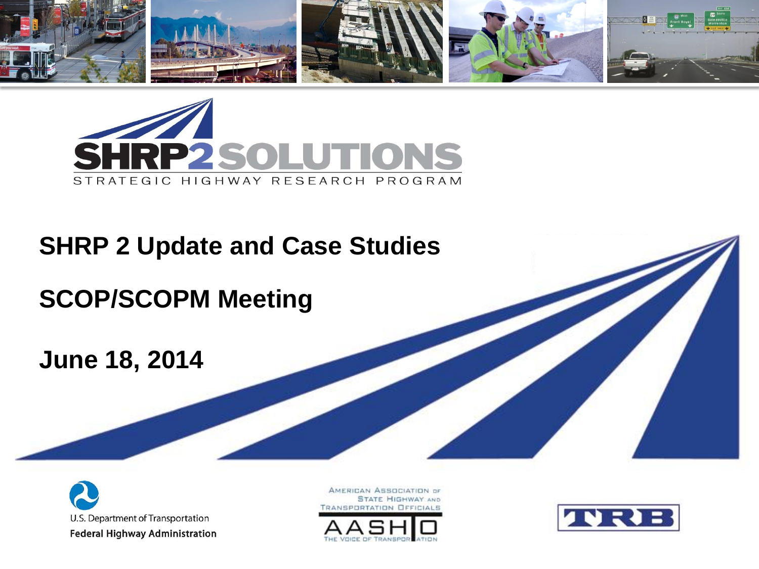# SHRP2 SOLUTIONS

STRATEGIC HIGHWAY RESEARCH PROGRAM

## SHRP 2 Update and Case Studies

## SCOP/SCOPM Meeting

## June 18, 2014

U.S. Department of Transportation
Federal Highway Administration

AMERICAN ASSOCIATION OF STATE HIGHWAY AND TRANSPORTATION OFFICIALS
AASHTO
THE VOICE OF TRANSPORTATION

TRB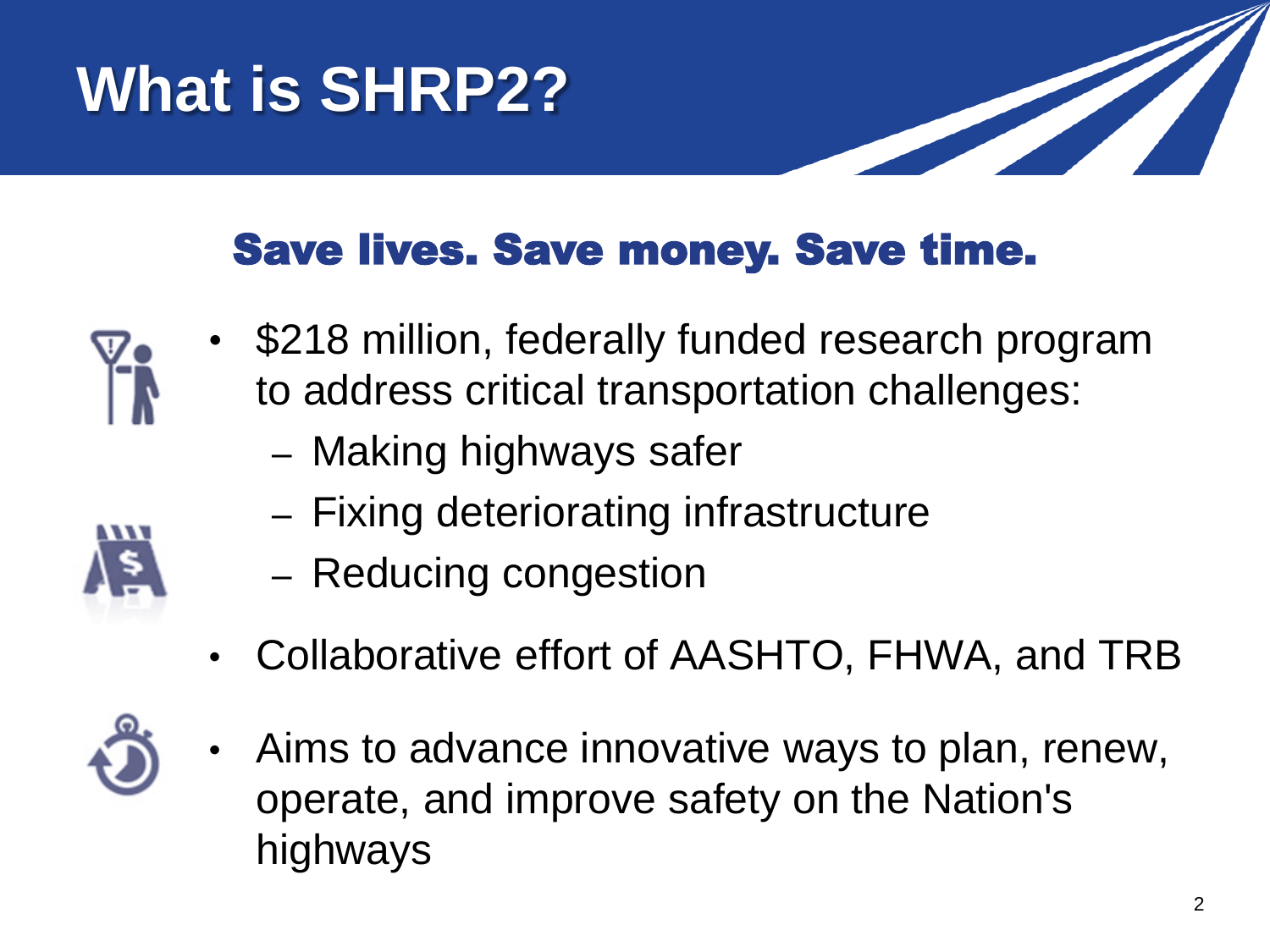# What is SHRP2?

## Save lives. Save money. Save time.

- $218 million, federally funded research program to address critical transportation challenges:
  - Making highways safer
  - Fixing deteriorating infrastructure
  - Reducing congestion
- Collaborative effort of AASHTO, FHWA, and TRB
- Aims to advance innovative ways to plan, renew, operate, and improve safety on the Nation's highways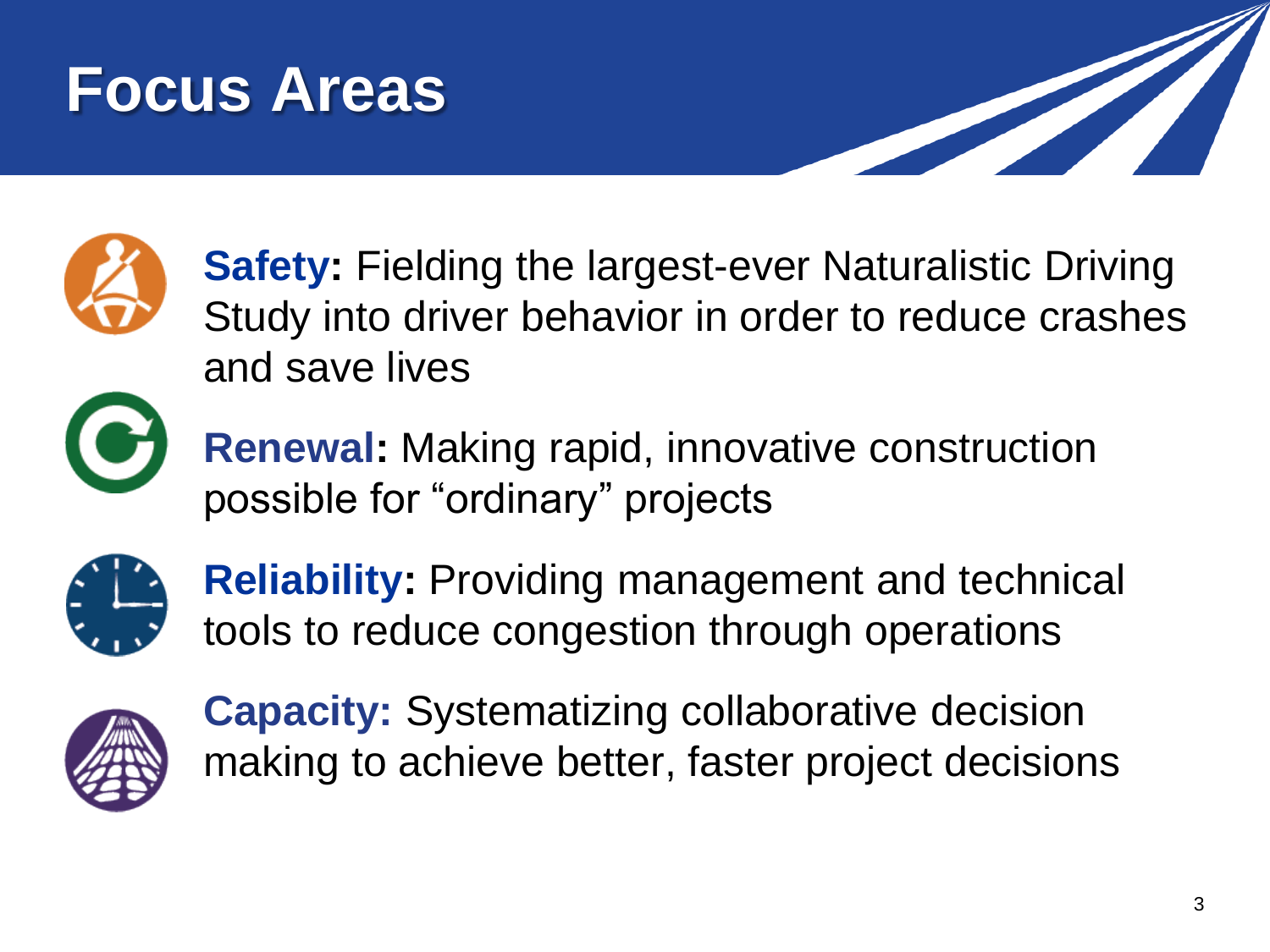# Focus Areas

- **Safety:** Fielding the largest-ever Naturalistic Driving Study into driver behavior in order to reduce crashes and save lives
- **Renewal:** Making rapid, innovative construction possible for "ordinary" projects
- **Reliability:** Providing management and technical tools to reduce congestion through operations
- **Capacity:** Systematizing collaborative decision making to achieve better, faster project decisions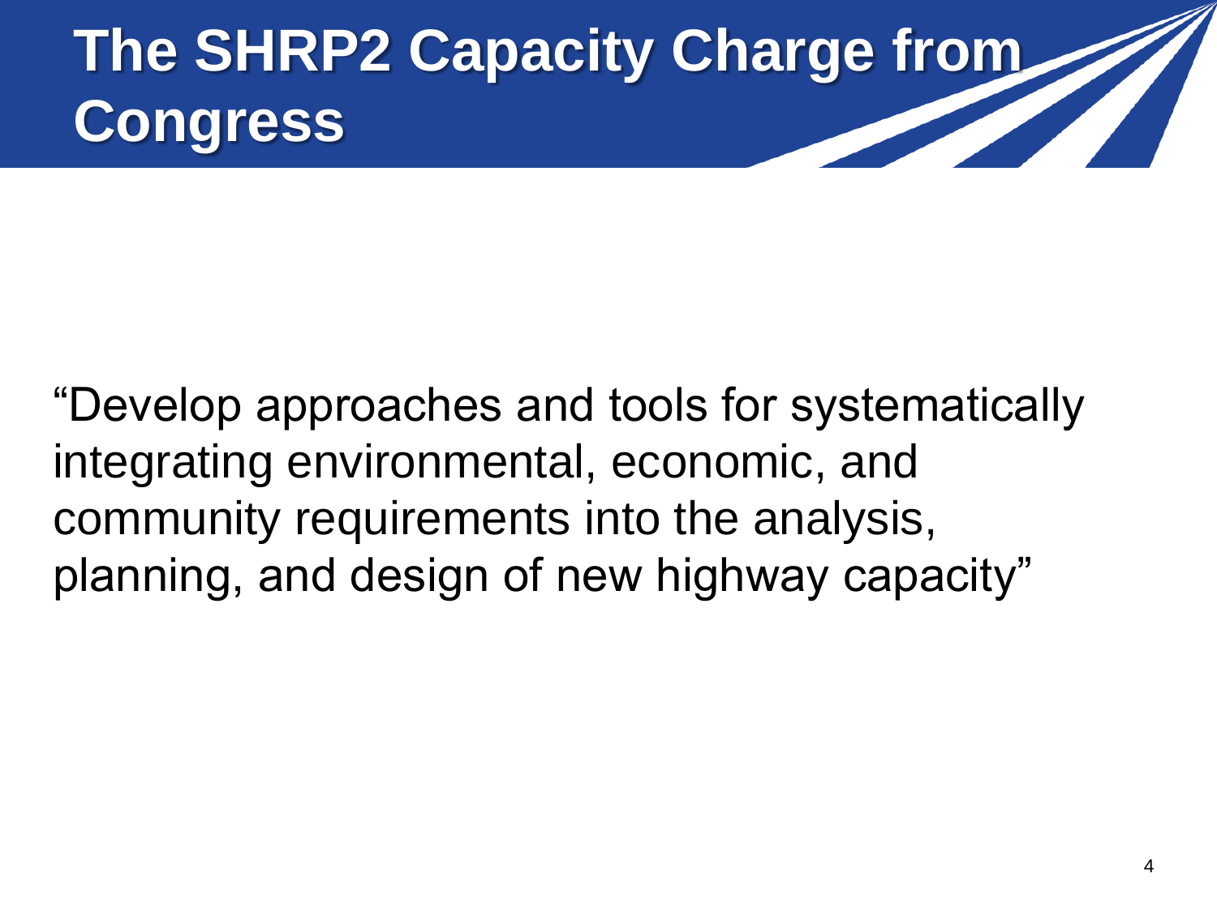# The SHRP2 Capacity Charge from Congress

"Develop approaches and tools for systematically integrating environmental, economic, and community requirements into the analysis, planning, and design of new highway capacity"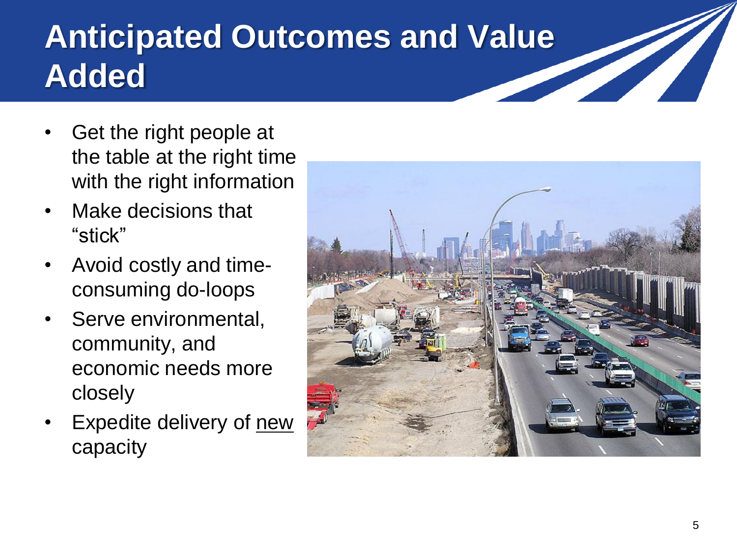# Anticipated Outcomes and Value Added

- Get the right people at the table at the right time with the right information
- Make decisions that "stick"
- Avoid costly and time-consuming do-loops
- Serve environmental, community, and economic needs more closely
- Expedite delivery of <u>new</u> capacity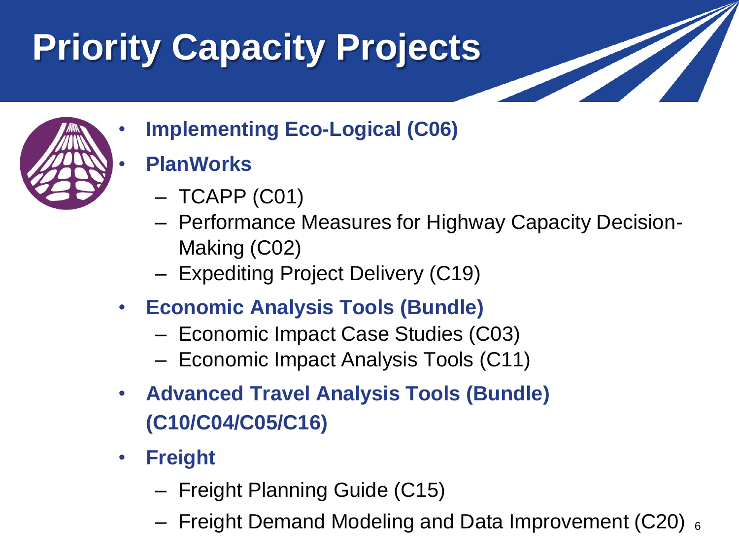# Priority Capacity Projects

- **Implementing Eco-Logical (C06)**
- **PlanWorks**
  - TCAPP (C01)
  - Performance Measures for Highway Capacity Decision-Making (C02)
  - Expediting Project Delivery (C19)
- **Economic Analysis Tools (Bundle)**
  - Economic Impact Case Studies (C03)
  - Economic Impact Analysis Tools (C11)
- **Advanced Travel Analysis Tools (Bundle) (C10/C04/C05/C16)**
- **Freight**
  - Freight Planning Guide (C15)
  - Freight Demand Modeling and Data Improvement (C20)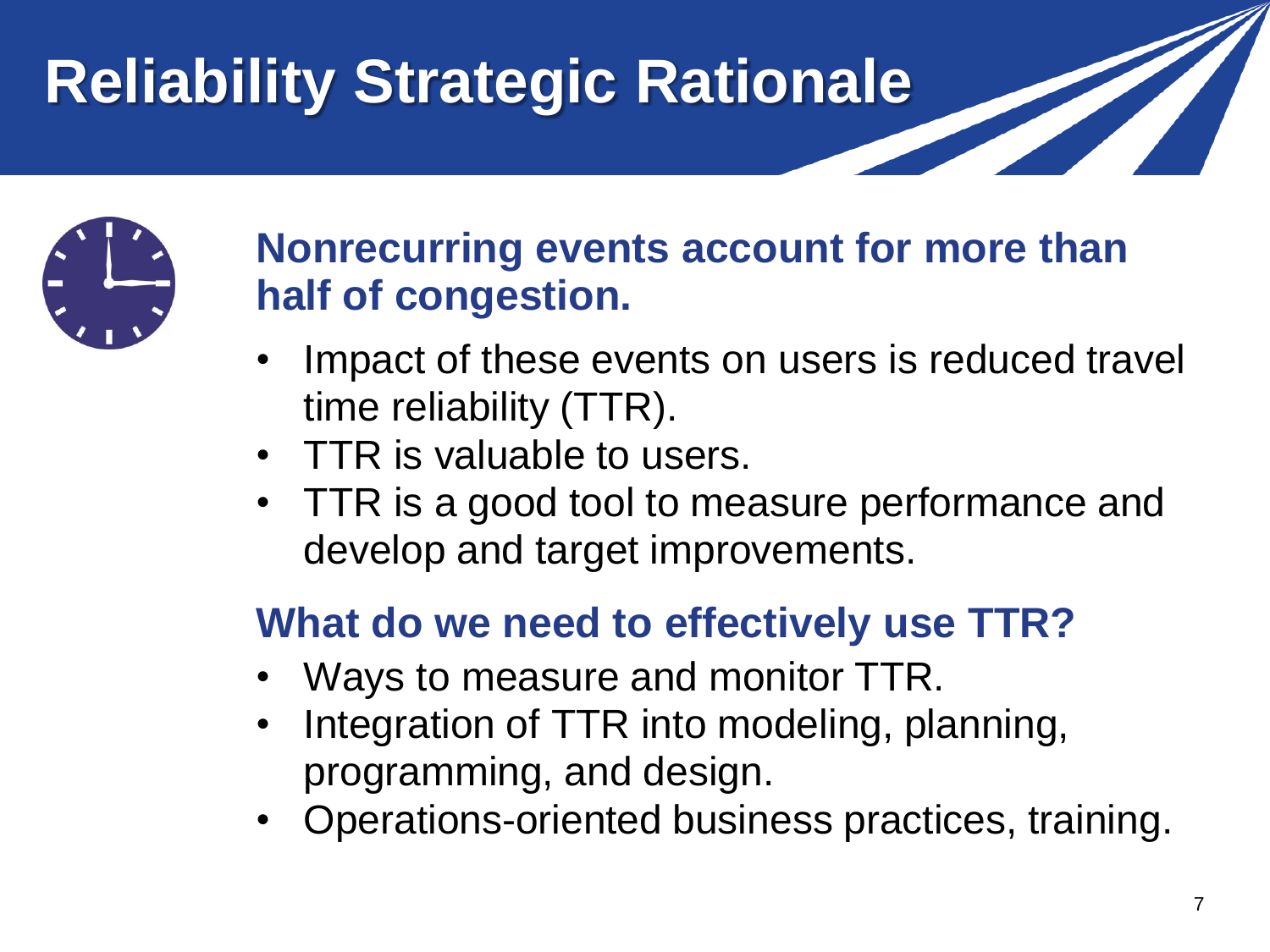# Reliability Strategic Rationale

## Nonrecurring events account for more than half of congestion.

- Impact of these events on users is reduced travel time reliability (TTR).
- TTR is valuable to users.
- TTR is a good tool to measure performance and develop and target improvements.

## What do we need to effectively use TTR?

- Ways to measure and monitor TTR.
- Integration of TTR into modeling, planning, programming, and design.
- Operations-oriented business practices, training.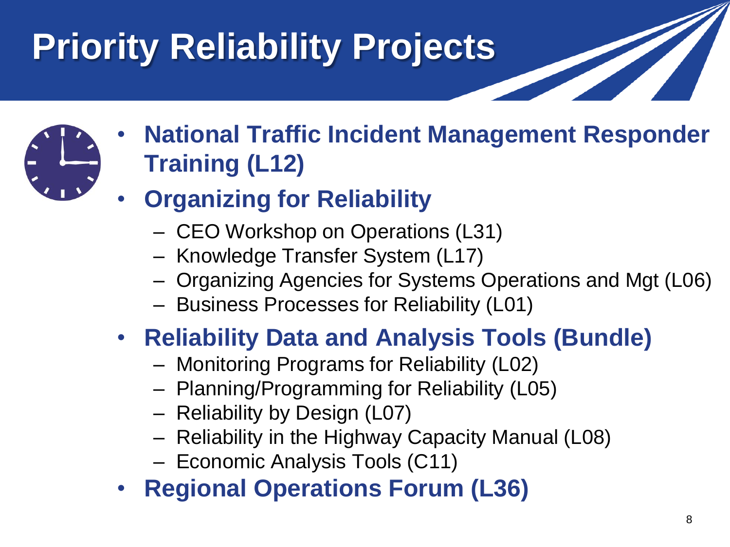# Priority Reliability Projects

- **National Traffic Incident Management Responder Training (L12)**
- **Organizing for Reliability**
  - CEO Workshop on Operations (L31)
  - Knowledge Transfer System (L17)
  - Organizing Agencies for Systems Operations and Mgt (L06)
  - Business Processes for Reliability (L01)
- **Reliability Data and Analysis Tools (Bundle)**
  - Monitoring Programs for Reliability (L02)
  - Planning/Programming for Reliability (L05)
  - Reliability by Design (L07)
  - Reliability in the Highway Capacity Manual (L08)
  - Economic Analysis Tools (C11)
- **Regional Operations Forum (L36)**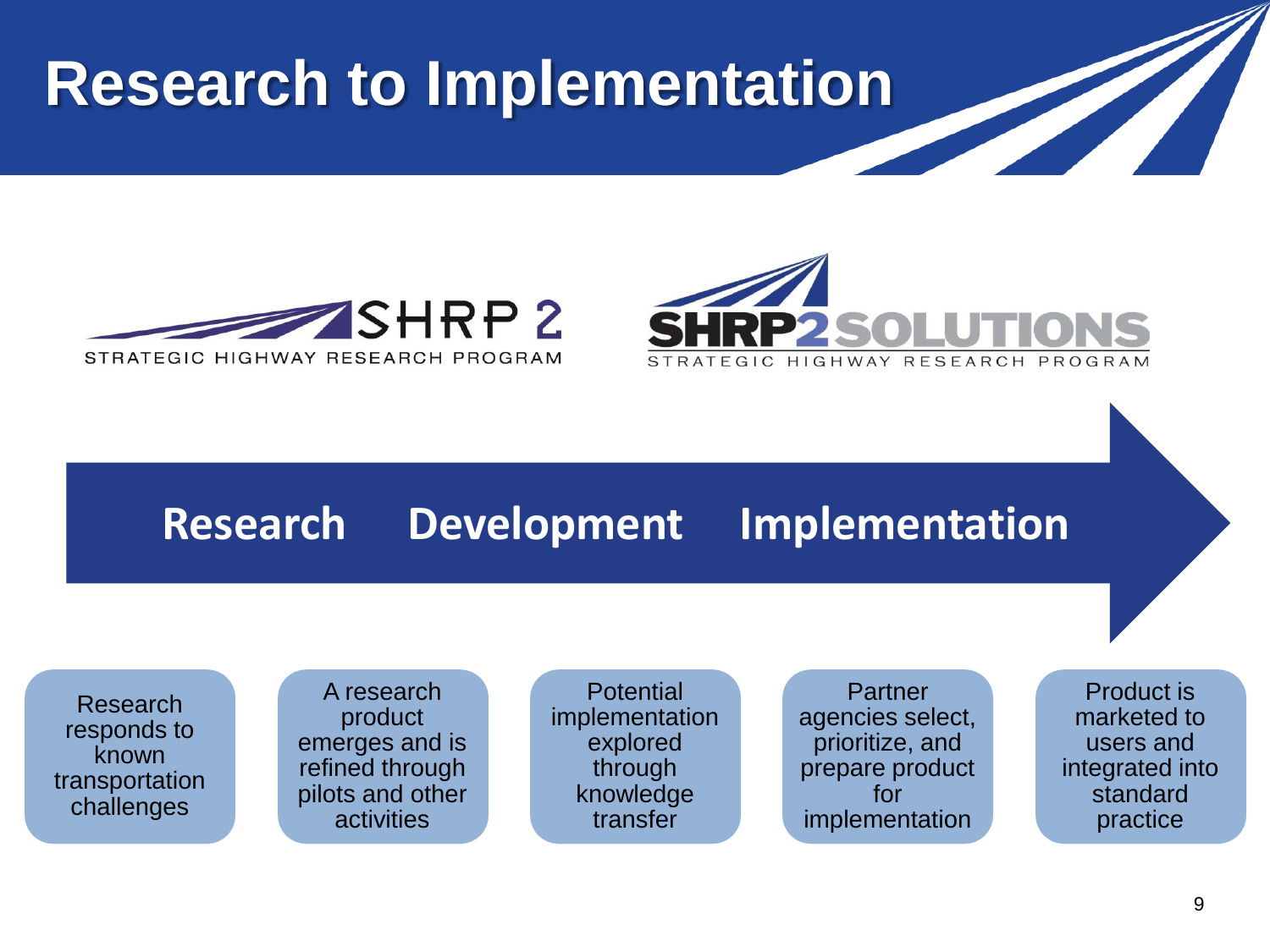# Research to Implementation

SHRP 2

STRATEGIC HIGHWAY RESEARCH PROGRAM

SHRP2 SOLUTIONS

STRATEGIC HIGHWAY RESEARCH PROGRAM

**Research** **Development** **Implementation**

- Research responds to known transportation challenges
- A research product emerges and is refined through pilots and other activities
- Potential implementation explored through knowledge transfer
- Partner agencies select, prioritize, and prepare product for implementation
- Product is marketed to users and integrated into standard practice